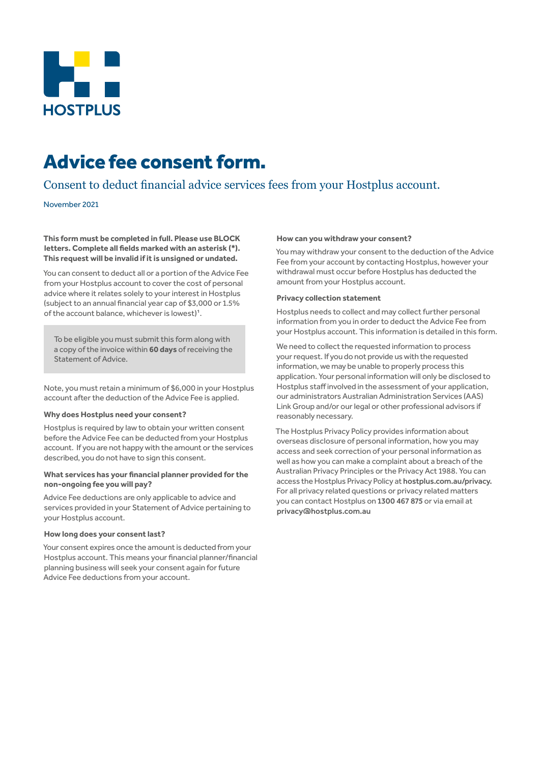HOSTPLUS

# Advice fee consent form.

## Consent to deduct financial advice services fees from your Hostplus account.

November 2021

**This form must be completed in full. Please use BLOCK letters. Complete all fields marked with an asterisk (*). This request will be invalid if it is unsigned or undated.**

You can consent to deduct all or a portion of the Advice Fee from your Hostplus account to cover the cost of personal advice where it relates solely to your interest in Hostplus (subject to an annual financial year cap of $3,000 or 1.5% of the account balance, whichever is lowest)[1].

> To be eligible you must submit this form along with a copy of the invoice within **60 days** of receiving the Statement of Advice.

Note, you must retain a minimum of $6,000 in your Hostplus account after the deduction of the Advice Fee is applied.

**Why does Hostplus need your consent?**

Hostplus is required by law to obtain your written consent before the Advice Fee can be deducted from your Hostplus account. If you are not happy with the amount or the services described, you do not have to sign this consent.

**What services has your financial planner provided for the non-ongoing fee you will pay?**

Advice Fee deductions are only applicable to advice and services provided in your Statement of Advice pertaining to your Hostplus account.

**How long does your consent last?**

Your consent expires once the amount is deducted from your Hostplus account. This means your financial planner/financial planning business will seek your consent again for future Advice Fee deductions from your account.

**How can you withdraw your consent?**

You may withdraw your consent to the deduction of the Advice Fee from your account by contacting Hostplus, however your withdrawal must occur before Hostplus has deducted the amount from your Hostplus account.

**Privacy collection statement**

Hostplus needs to collect and may collect further personal information from you in order to deduct the Advice Fee from your Hostplus account. This information is detailed in this form.

We need to collect the requested information to process your request. If you do not provide us with the requested information, we may be unable to properly process this application. Your personal information will only be disclosed to Hostplus staff involved in the assessment of your application, our administrators Australian Administration Services (AAS) Link Group and/or our legal or other professional advisors if reasonably necessary.

The Hostplus Privacy Policy provides information about overseas disclosure of personal information, how you may access and seek correction of your personal information as well as how you can make a complaint about a breach of the Australian Privacy Principles or the Privacy Act 1988. You can access the Hostplus Privacy Policy at **hostplus.com.au/privacy.** For all privacy related questions or privacy related matters you can contact Hostplus on **1300 467 875** or via email at **privacy@hostplus.com.au**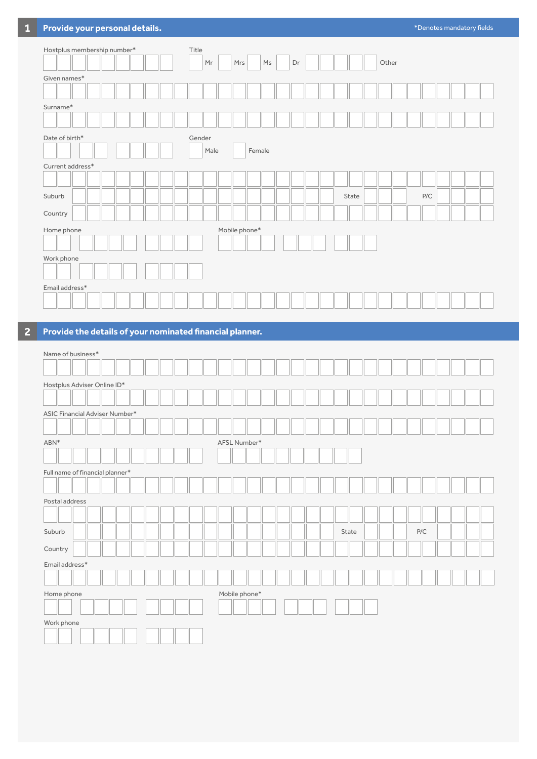## 1 Provide your personal details.

*Denotes mandatory fields

Hostplus membership number*

Title

- [ ] Mr
- [ ] Mrs
- [ ] Ms
- [ ] Dr
- [ ] Other

Given names*

Surname*

Date of birth*

Gender

- [ ] Male
- [ ] Female

Current address*

Suburb

State

P/C

Country

Home phone

Mobile phone*

Work phone

Email address*

## 2 Provide the details of your nominated financial planner.

Name of business*

Hostplus Adviser Online ID*

ASIC Financial Adviser Number*

ABN*

AFSL Number*

Full name of financial planner*

Postal address

Suburb

State

P/C

Country

Email address*

Home phone

Mobile phone*

Work phone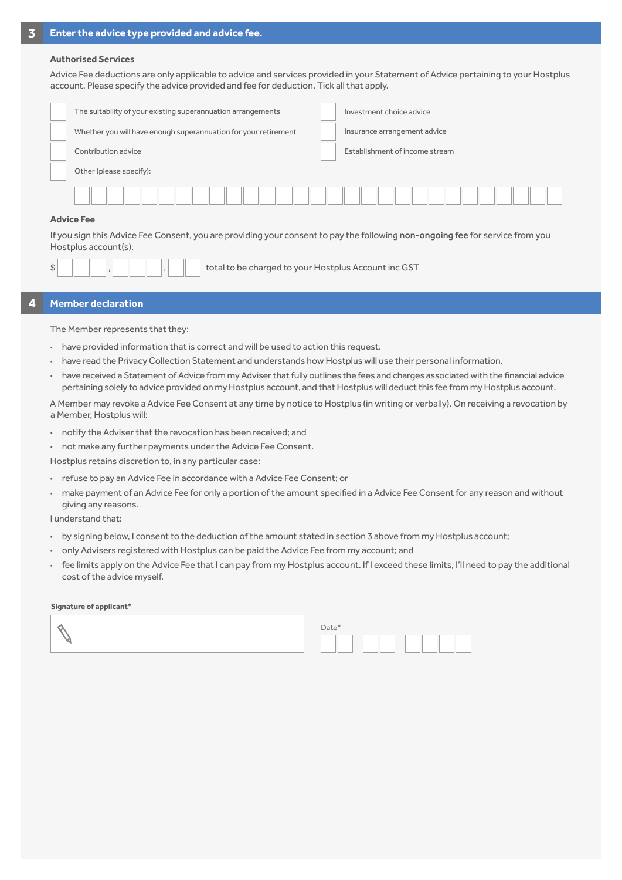## 3 Enter the advice type provided and advice fee.

### Authorised Services

Advice Fee deductions are only applicable to advice and services provided in your Statement of Advice pertaining to your Hostplus account. Please specify the advice provided and fee for deduction. Tick all that apply.

- ☐ The suitability of your existing superannuation arrangements
- ☐ Whether you will have enough superannuation for your retirement
- ☐ Contribution advice
- ☐ Other (please specify):
- ☐ Investment choice advice
- ☐ Insurance arrangement advice
- ☐ Establishment of income stream

### Advice Fee

If you sign this Advice Fee Consent, you are providing your consent to pay the following **non-ongoing fee** for service from you Hostplus account(s).

$ ___ , ___ . __ total to be charged to your Hostplus Account inc GST

## 4 Member declaration

The Member represents that they:

- have provided information that is correct and will be used to action this request.
- have read the Privacy Collection Statement and understands how Hostplus will use their personal information.
- have received a Statement of Advice from my Adviser that fully outlines the fees and charges associated with the financial advice pertaining solely to advice provided on my Hostplus account, and that Hostplus will deduct this fee from my Hostplus account.

A Member may revoke a Advice Fee Consent at any time by notice to Hostplus (in writing or verbally). On receiving a revocation by a Member, Hostplus will:

- notify the Adviser that the revocation has been received; and
- not make any further payments under the Advice Fee Consent.

Hostplus retains discretion to, in any particular case:

- refuse to pay an Advice Fee in accordance with a Advice Fee Consent; or
- make payment of an Advice Fee for only a portion of the amount specified in a Advice Fee Consent for any reason and without giving any reasons.

I understand that:

- by signing below, I consent to the deduction of the amount stated in section 3 above from my Hostplus account;
- only Advisers registered with Hostplus can be paid the Advice Fee from my account; and
- fee limits apply on the Advice Fee that I can pay from my Hostplus account. If I exceed these limits, I'll need to pay the additional cost of the advice myself.

**Signature of applicant***

Date*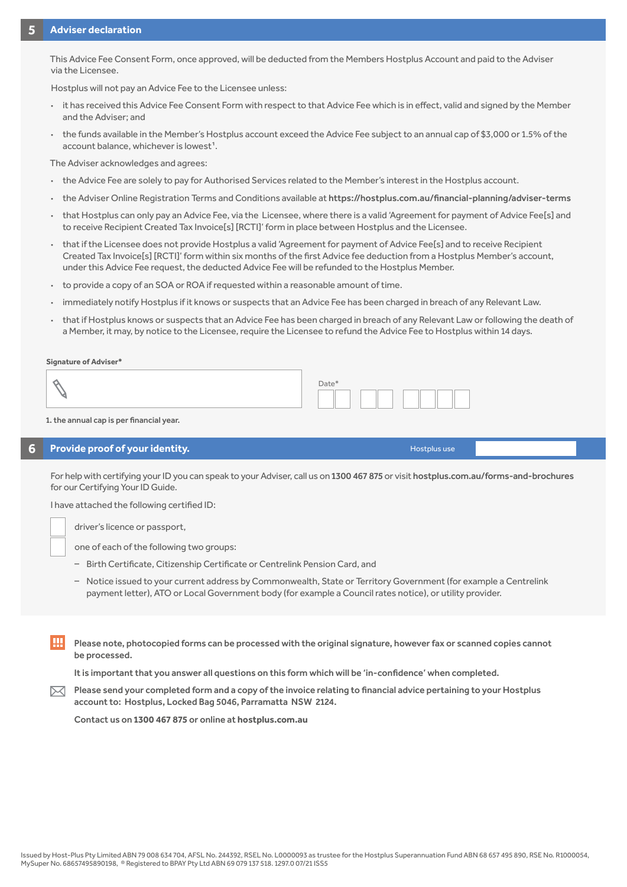## 5 Adviser declaration

This Advice Fee Consent Form, once approved, will be deducted from the Members Hostplus Account and paid to the Adviser via the Licensee.

Hostplus will not pay an Advice Fee to the Licensee unless:

- it has received this Advice Fee Consent Form with respect to that Advice Fee which is in effect, valid and signed by the Member and the Adviser; and
- the funds available in the Member's Hostplus account exceed the Advice Fee subject to an annual cap of $3,000 or 1.5% of the account balance, whichever is lowest[1].

The Adviser acknowledges and agrees:

- the Advice Fee are solely to pay for Authorised Services related to the Member's interest in the Hostplus account.
- the Adviser Online Registration Terms and Conditions available at **https://hostplus.com.au/financial-planning/adviser-terms**
- that Hostplus can only pay an Advice Fee, via the Licensee, where there is a valid 'Agreement for payment of Advice Fee[s] and to receive Recipient Created Tax Invoice[s] [RCTI]' form in place between Hostplus and the Licensee.
- that if the Licensee does not provide Hostplus a valid 'Agreement for payment of Advice Fee[s] and to receive Recipient Created Tax Invoice[s] [RCTI]' form within six months of the first Advice fee deduction from a Hostplus Member's account, under this Advice Fee request, the deducted Advice Fee will be refunded to the Hostplus Member.
- to provide a copy of an SOA or ROA if requested within a reasonable amount of time.
- immediately notify Hostplus if it knows or suspects that an Advice Fee has been charged in breach of any Relevant Law.
- that if Hostplus knows or suspects that an Advice Fee has been charged in breach of any Relevant Law or following the death of a Member, it may, by notice to the Licensee, require the Licensee to refund the Advice Fee to Hostplus within 14 days.

**Signature of Adviser***

Date*

**1. the annual cap is per financial year.**

## 6 Provide proof of your identity.

Hostplus use

For help with certifying your ID you can speak to your Adviser, call us on **1300 467 875** or visit **hostplus.com.au/forms-and-brochures** for our Certifying Your ID Guide.

I have attached the following certified ID:

- ☐ driver's licence or passport,
- ☐ one of each of the following two groups:
  - Birth Certificate, Citizenship Certificate or Centrelink Pension Card, and
  - Notice issued to your current address by Commonwealth, State or Territory Government (for example a Centrelink payment letter), ATO or Local Government body (for example a Council rates notice), or utility provider.

**Please note, photocopied forms can be processed with the original signature, however fax or scanned copies cannot be processed.**

**It is important that you answer all questions on this form which will be 'in-confidence' when completed.**

**Please send your completed form and a copy of the invoice relating to financial advice pertaining to your Hostplus account to: Hostplus, Locked Bag 5046, Parramatta NSW 2124.**

**Contact us on 1300 467 875 or online at hostplus.com.au**

Issued by Host-Plus Pty Limited ABN 79 008 634 704, AFSL No. 244392, RSEL No. L0000093 as trustee for the Hostplus Superannuation Fund ABN 68 657 495 890, RSE No. R1000054, MySuper No. 68657495890198, ® Registered to BPAY Pty Ltd ABN 69 079 137 518. 1297.0 07/21 ISS5